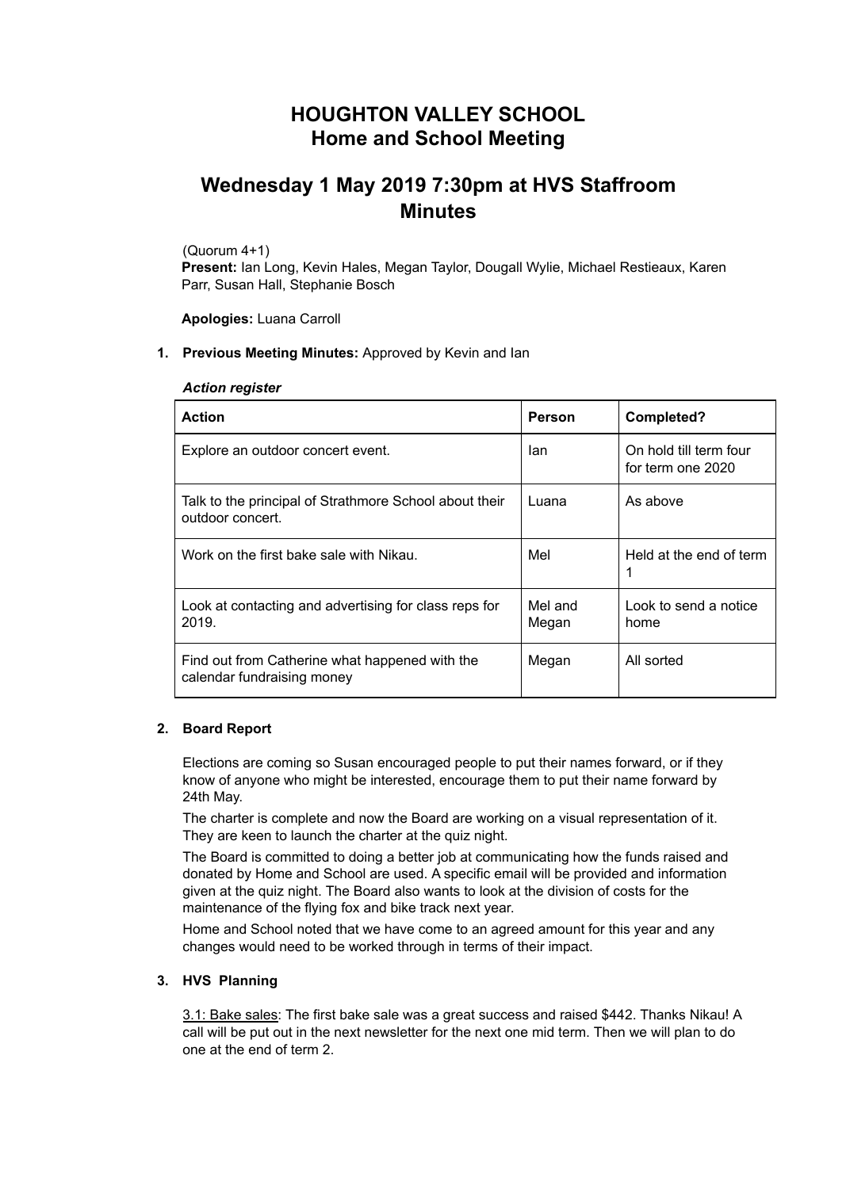# HOUGHTON VALLEY SCHOOL
# Home and School Meeting

## Wednesday 1 May 2019 7:30pm at HVS Staffroom
## Minutes

(Quorum 4+1)
**Present:** Ian Long, Kevin Hales, Megan Taylor, Dougall Wylie, Michael Restieaux, Karen Parr, Susan Hall, Stephanie Bosch

**Apologies:** Luana Carroll

1. **Previous Meeting Minutes:** Approved by Kevin and Ian

***Action register***

| Action | Person | Completed? |
|---|---|---|
| Explore an outdoor concert event. | Ian | On hold till term four for term one 2020 |
| Talk to the principal of Strathmore School about their outdoor concert. | Luana | As above |
| Work on the first bake sale with Nikau. | Mel | Held at the end of term 1 |
| Look at contacting and advertising for class reps for 2019. | Mel and Megan | Look to send a notice home |
| Find out from Catherine what happened with the calendar fundraising money | Megan | All sorted |

2. **Board Report**

Elections are coming so Susan encouraged people to put their names forward, or if they know of anyone who might be interested, encourage them to put their name forward by 24th May.

The charter is complete and now the Board are working on a visual representation of it. They are keen to launch the charter at the quiz night.

The Board is committed to doing a better job at communicating how the funds raised and donated by Home and School are used. A specific email will be provided and information given at the quiz night. The Board also wants to look at the division of costs for the maintenance of the flying fox and bike track next year.

Home and School noted that we have come to an agreed amount for this year and any changes would need to be worked through in terms of their impact.

3. **HVS Planning**

3.1: Bake sales: The first bake sale was a great success and raised $442. Thanks Nikau! A call will be put out in the next newsletter for the next one mid term. Then we will plan to do one at the end of term 2.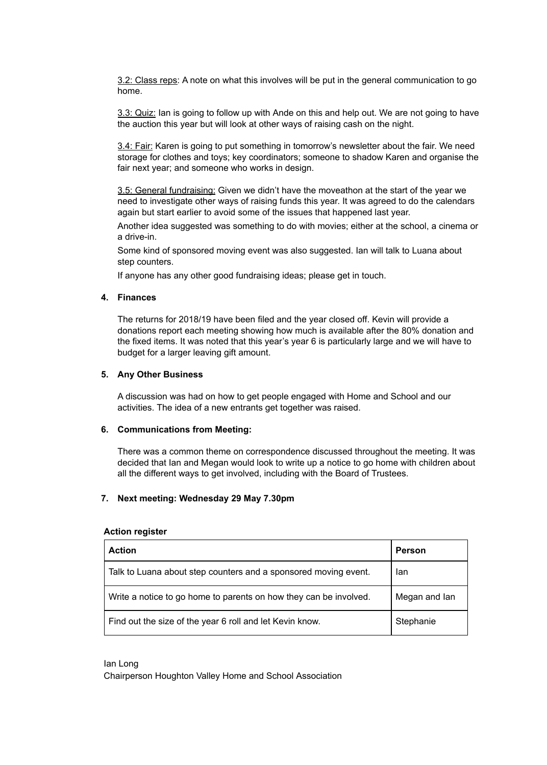<u>3.2: Class reps</u>: A note on what this involves will be put in the general communication to go home.

<u>3.3: Quiz:</u> Ian is going to follow up with Ande on this and help out. We are not going to have the auction this year but will look at other ways of raising cash on the night.

<u>3.4: Fair:</u> Karen is going to put something in tomorrow's newsletter about the fair. We need storage for clothes and toys; key coordinators; someone to shadow Karen and organise the fair next year; and someone who works in design.

<u>3.5: General fundraising:</u> Given we didn't have the moveathon at the start of the year we need to investigate other ways of raising funds this year. It was agreed to do the calendars again but start earlier to avoid some of the issues that happened last year.

Another idea suggested was something to do with movies; either at the school, a cinema or a drive-in.

Some kind of sponsored moving event was also suggested. Ian will talk to Luana about step counters.

If anyone has any other good fundraising ideas; please get in touch.

**4. Finances**

The returns for 2018/19 have been filed and the year closed off. Kevin will provide a donations report each meeting showing how much is available after the 80% donation and the fixed items. It was noted that this year's year 6 is particularly large and we will have to budget for a larger leaving gift amount.

**5. Any Other Business**

A discussion was had on how to get people engaged with Home and School and our activities. The idea of a new entrants get together was raised.

**6. Communications from Meeting:**

There was a common theme on correspondence discussed throughout the meeting. It was decided that Ian and Megan would look to write up a notice to go home with children about all the different ways to get involved, including with the Board of Trustees.

**7. Next meeting: Wednesday 29 May 7.30pm**

**Action register**

| **Action** | **Person** |
|---|---|
| Talk to Luana about step counters and a sponsored moving event. | Ian |
| Write a notice to go home to parents on how they can be involved. | Megan and Ian |
| Find out the size of the year 6 roll and let Kevin know. | Stephanie |

Ian Long
Chairperson Houghton Valley Home and School Association